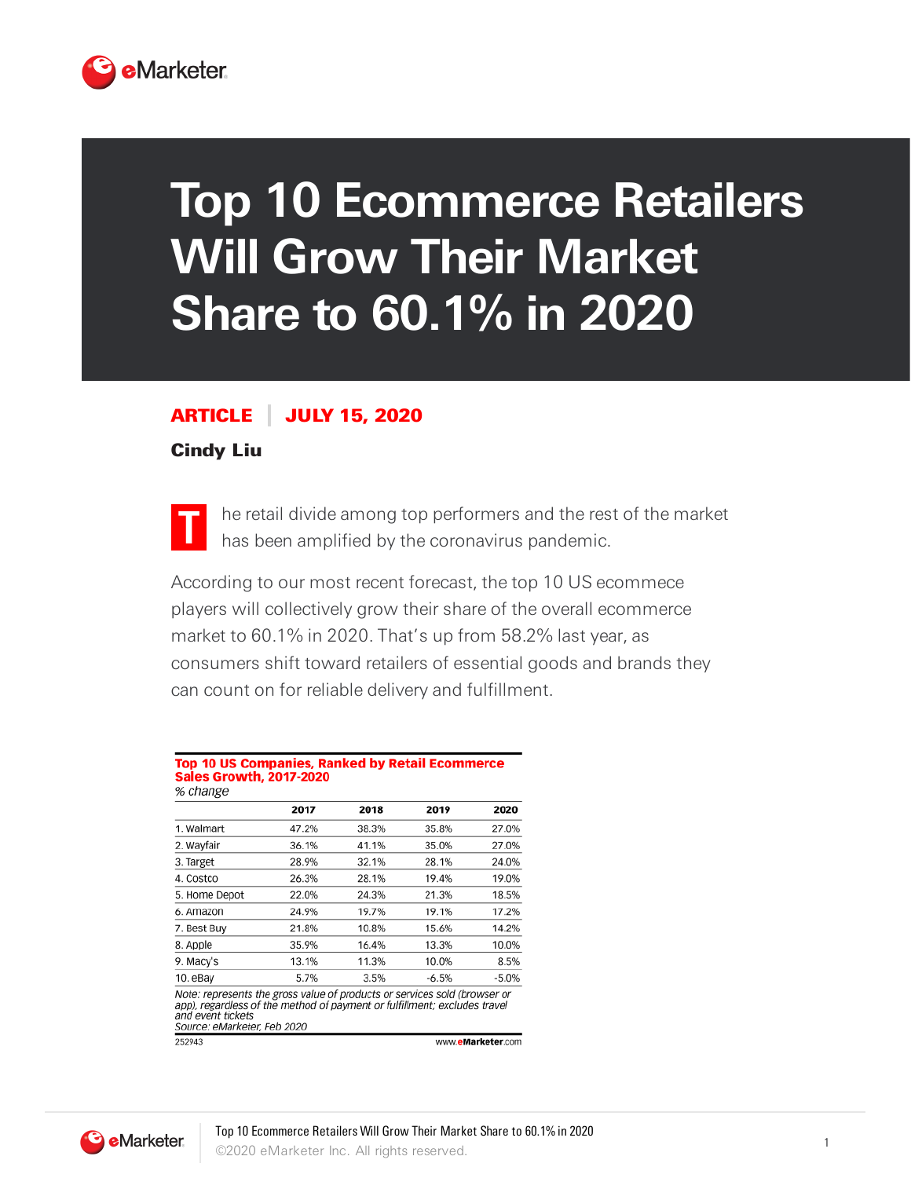# Top 10 Ecommerce Retailers Will Grow Their Market Share to 60.1% in 2020

**ARTICLE | JULY 15, 2020**

**Cindy Liu**

The retail divide among top performers and the rest of the market has been amplified by the coronavirus pandemic.

According to our most recent forecast, the top 10 US ecommece players will collectively grow their share of the overall ecommerce market to 60.1% in 2020. That's up from 58.2% last year, as consumers shift toward retailers of essential goods and brands they can count on for reliable delivery and fulfillment.

**Top 10 US Companies, Ranked by Retail Ecommerce Sales Growth, 2017-2020**
*% change*

| | 2017 | 2018 | 2019 | 2020 |
|---|---|---|---|---|
| 1. Walmart | 47.2% | 38.3% | 35.8% | 27.0% |
| 2. Wayfair | 36.1% | 41.1% | 35.0% | 27.0% |
| 3. Target | 28.9% | 32.1% | 28.1% | 24.0% |
| 4. Costco | 26.3% | 28.1% | 19.4% | 19.0% |
| 5. Home Depot | 22.0% | 24.3% | 21.3% | 18.5% |
| 6. Amazon | 24.9% | 19.7% | 19.1% | 17.2% |
| 7. Best Buy | 21.8% | 10.8% | 15.6% | 14.2% |
| 8. Apple | 35.9% | 16.4% | 13.3% | 10.0% |
| 9. Macy's | 13.1% | 11.3% | 10.0% | 8.5% |
| 10. eBay | 5.7% | 3.5% | -6.5% | -5.0% |

*Note: represents the gross value of products or services sold (browser or app), regardless of the method of payment or fulfillment; excludes travel and event tickets*
*Source: eMarketer, Feb 2020*

252943 www.eMarketer.com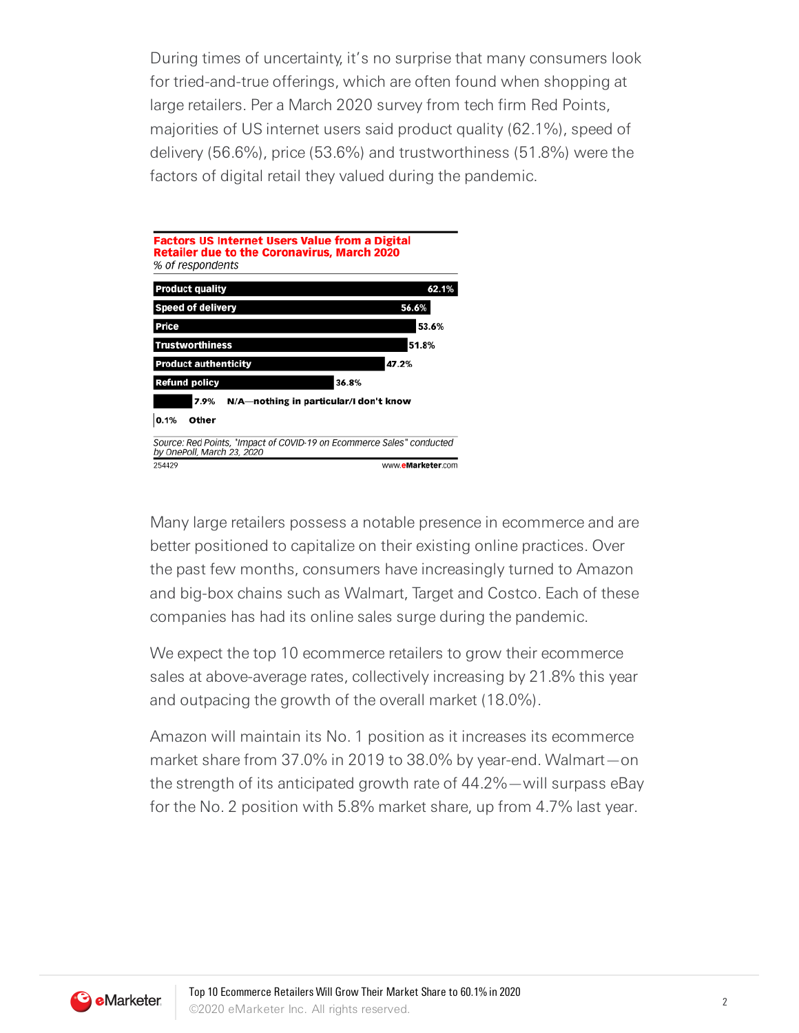During times of uncertainty, it's no surprise that many consumers look for tried-and-true offerings, which are often found when shopping at large retailers. Per a March 2020 survey from tech firm Red Points, majorities of US internet users said product quality (62.1%), speed of delivery (56.6%), price (53.6%) and trustworthiness (51.8%) were the factors of digital retail they valued during the pandemic.

**Factors US Internet Users Value from a Digital Retailer due to the Coronavirus, March 2020**
*% of respondents*

| Factor | % of respondents |
| --- | --- |
| Product quality | 62.1% |
| Speed of delivery | 56.6% |
| Price | 53.6% |
| Trustworthiness | 51.8% |
| Product authenticity | 47.2% |
| Refund policy | 36.8% |
| N/A—nothing in particular/I don't know | 7.9% |
| Other | 0.1% |

*Source: Red Points, "Impact of COVID-19 on Ecommerce Sales" conducted by OnePoll, March 23, 2020*
254429 www.eMarketer.com

Many large retailers possess a notable presence in ecommerce and are better positioned to capitalize on their existing online practices. Over the past few months, consumers have increasingly turned to Amazon and big-box chains such as Walmart, Target and Costco. Each of these companies has had its online sales surge during the pandemic.

We expect the top 10 ecommerce retailers to grow their ecommerce sales at above-average rates, collectively increasing by 21.8% this year and outpacing the growth of the overall market (18.0%).

Amazon will maintain its No. 1 position as it increases its ecommerce market share from 37.0% in 2019 to 38.0% by year-end. Walmart—on the strength of its anticipated growth rate of 44.2%—will surpass eBay for the No. 2 position with 5.8% market share, up from 4.7% last year.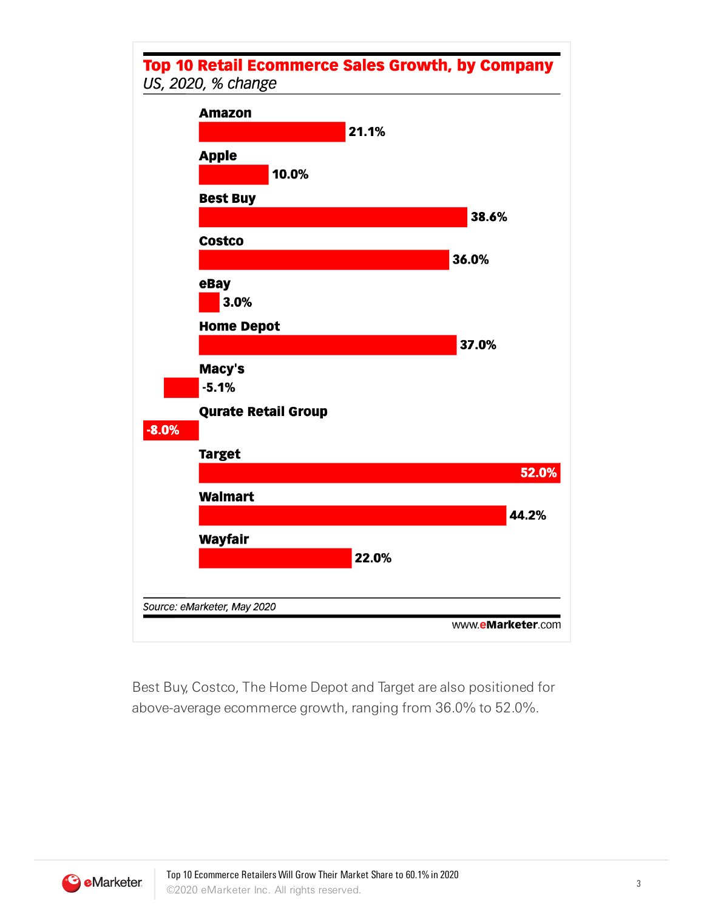**Top 10 Retail Ecommerce Sales Growth, by Company**

*US, 2020, % change*

Amazon
21.1%

Apple
10.0%

Best Buy
38.6%

Costco
36.0%

eBay
3.0%

Home Depot
37.0%

Macy's
-5.1%

Qurate Retail Group
-8.0%

Target
52.0%

Walmart
44.2%

Wayfair
22.0%

*Source: eMarketer, May 2020*

www.eMarketer.com

Best Buy, Costco, The Home Depot and Target are also positioned for above-average ecommerce growth, ranging from 36.0% to 52.0%.